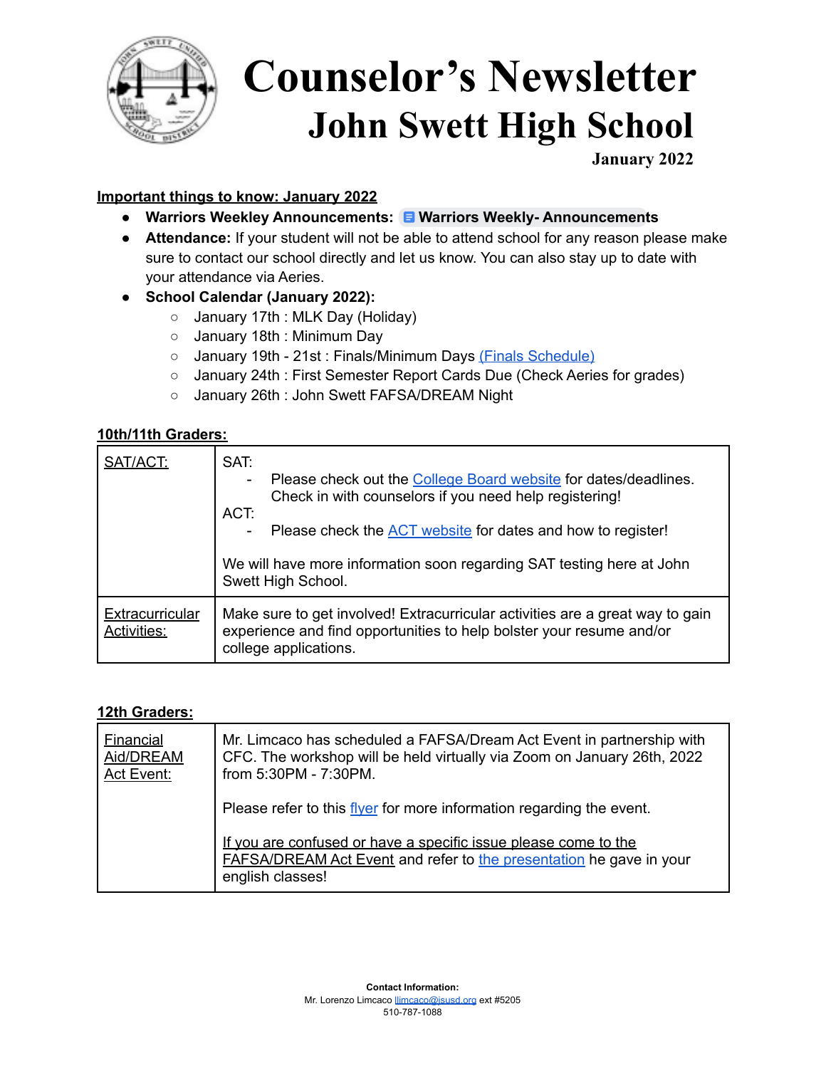# Counselor's Newsletter
## John Swett High School
**January 2022**

**Important things to know: January 2022**

- **Warriors Weekley Announcements:** **Warriors Weekly- Announcements**
- **Attendance:** If your student will not be able to attend school for any reason please make sure to contact our school directly and let us know. You can also stay up to date with your attendance via Aeries.
- **School Calendar (January 2022):**
  - January 17th : MLK Day (Holiday)
  - January 18th : Minimum Day
  - January 19th - 21st : Finals/Minimum Days (Finals Schedule)
  - January 24th : First Semester Report Cards Due (Check Aeries for grades)
  - January 26th : John Swett FAFSA/DREAM Night

**10th/11th Graders:**

| SAT/ACT: | SAT:<br>- Please check out the College Board website for dates/deadlines. Check in with counselors if you need help registering!<br>ACT:<br>- Please check the ACT website for dates and how to register!<br><br>We will have more information soon regarding SAT testing here at John Swett High School. |
|---|---|
| Extracurricular Activities: | Make sure to get involved! Extracurricular activities are a great way to gain experience and find opportunities to help bolster your resume and/or college applications. |

**12th Graders:**

| Financial Aid/DREAM Act Event: | Mr. Limcaco has scheduled a FAFSA/Dream Act Event in partnership with CFC. The workshop will be held virtually via Zoom on January 26th, 2022 from 5:30PM - 7:30PM.<br><br>Please refer to this flyer for more information regarding the event.<br><br>If you are confused or have a specific issue please come to the FAFSA/DREAM Act Event and refer to the presentation he gave in your english classes! |
|---|---|

**Contact Information:**
Mr. Lorenzo Limcaco llimcaco@jsusd.org ext #5205
510-787-1088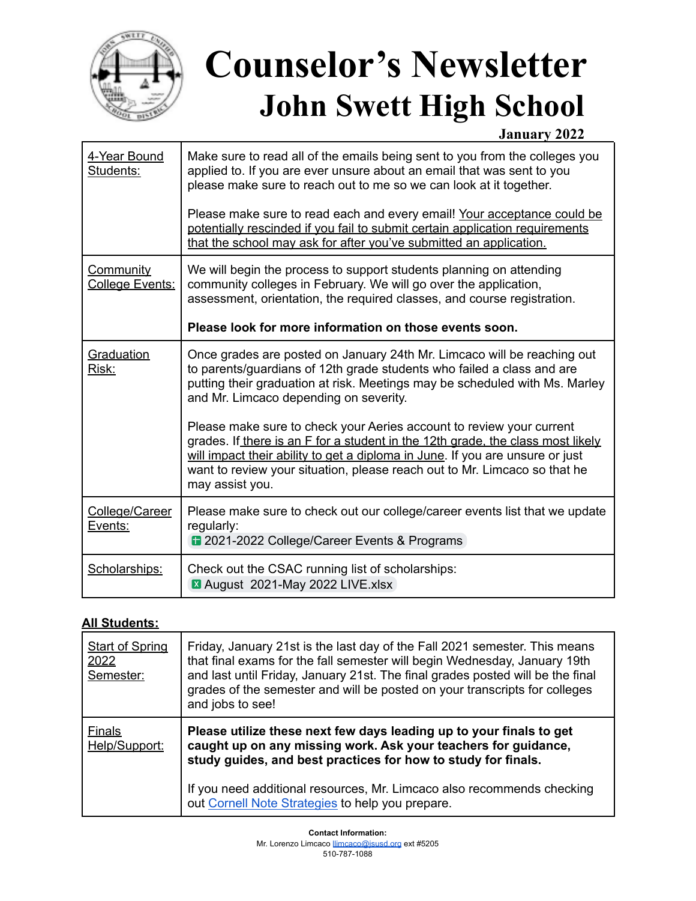# Counselor's Newsletter

## John Swett High School

**January 2022**

| | |
|---|---|
| 4-Year Bound Students: | Make sure to read all of the emails being sent to you from the colleges you applied to. If you are ever unsure about an email that was sent to you please make sure to reach out to me so we can look at it together.<br><br>Please make sure to read each and every email! Your acceptance could be potentially rescinded if you fail to submit certain application requirements that the school may ask for after you've submitted an application. |
| Community College Events: | We will begin the process to support students planning on attending community colleges in February. We will go over the application, assessment, orientation, the required classes, and course registration.<br><br>**Please look for more information on those events soon.** |
| Graduation Risk: | Once grades are posted on January 24th Mr. Limcaco will be reaching out to parents/guardians of 12th grade students who failed a class and are putting their graduation at risk. Meetings may be scheduled with Ms. Marley and Mr. Limcaco depending on severity.<br><br>Please make sure to check your Aeries account to review your current grades. If there is an F for a student in the 12th grade, the class most likely will impact their ability to get a diploma in June. If you are unsure or just want to review your situation, please reach out to Mr. Limcaco so that he may assist you. |
| College/Career Events: | Please make sure to check out our college/career events list that we update regularly:<br>2021-2022 College/Career Events & Programs |
| Scholarships: | Check out the CSAC running list of scholarships:<br>August 2021-May 2022 LIVE.xlsx |

**All Students:**

| | |
|---|---|
| Start of Spring 2022 Semester: | Friday, January 21st is the last day of the Fall 2021 semester. This means that final exams for the fall semester will begin Wednesday, January 19th and last until Friday, January 21st. The final grades posted will be the final grades of the semester and will be posted on your transcripts for colleges and jobs to see! |
| Finals Help/Support: | **Please utilize these next few days leading up to your finals to get caught up on any missing work. Ask your teachers for guidance, study guides, and best practices for how to study for finals.**<br><br>If you need additional resources, Mr. Limcaco also recommends checking out Cornell Note Strategies to help you prepare. |

**Contact Information:**
Mr. Lorenzo Limcaco llimcaco@jsusd.org ext #5205
510-787-1088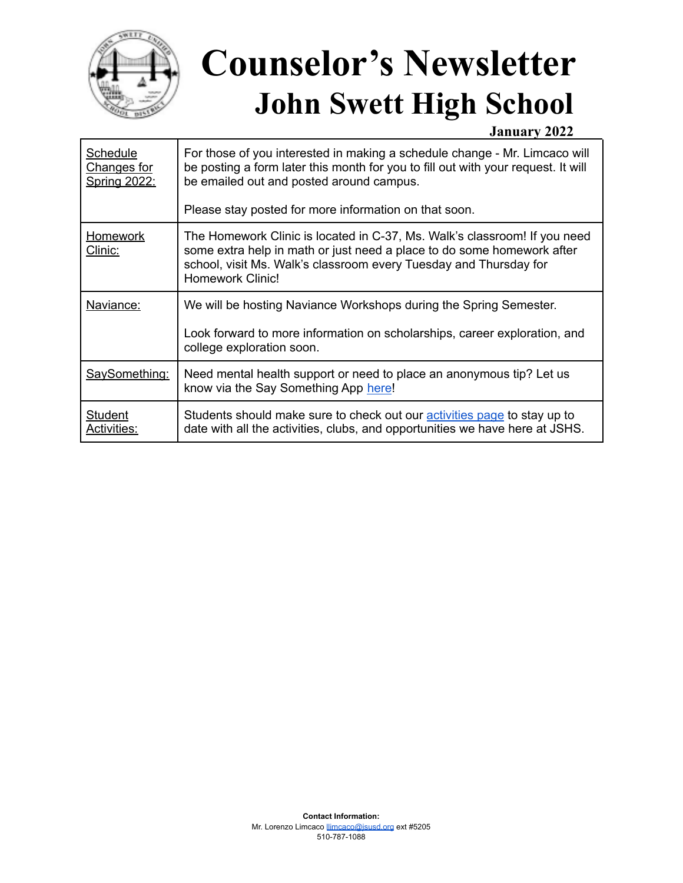# Counselor's Newsletter

## John Swett High School

**January 2022**

| | |
|---|---|
| Schedule Changes for Spring 2022: | For those of you interested in making a schedule change - Mr. Limcaco will be posting a form later this month for you to fill out with your request. It will be emailed out and posted around campus.<br><br>Please stay posted for more information on that soon. |
| Homework Clinic: | The Homework Clinic is located in C-37, Ms. Walk's classroom! If you need some extra help in math or just need a place to do some homework after school, visit Ms. Walk's classroom every Tuesday and Thursday for Homework Clinic! |
| Naviance: | We will be hosting Naviance Workshops during the Spring Semester.<br><br>Look forward to more information on scholarships, career exploration, and college exploration soon. |
| SaySomething: | Need mental health support or need to place an anonymous tip? Let us know via the Say Something App here! |
| Student Activities: | Students should make sure to check out our activities page to stay up to date with all the activities, clubs, and opportunities we have here at JSHS. |

**Contact Information:**
Mr. Lorenzo Limcaco llimcaco@jsusd.org ext #5205
510-787-1088